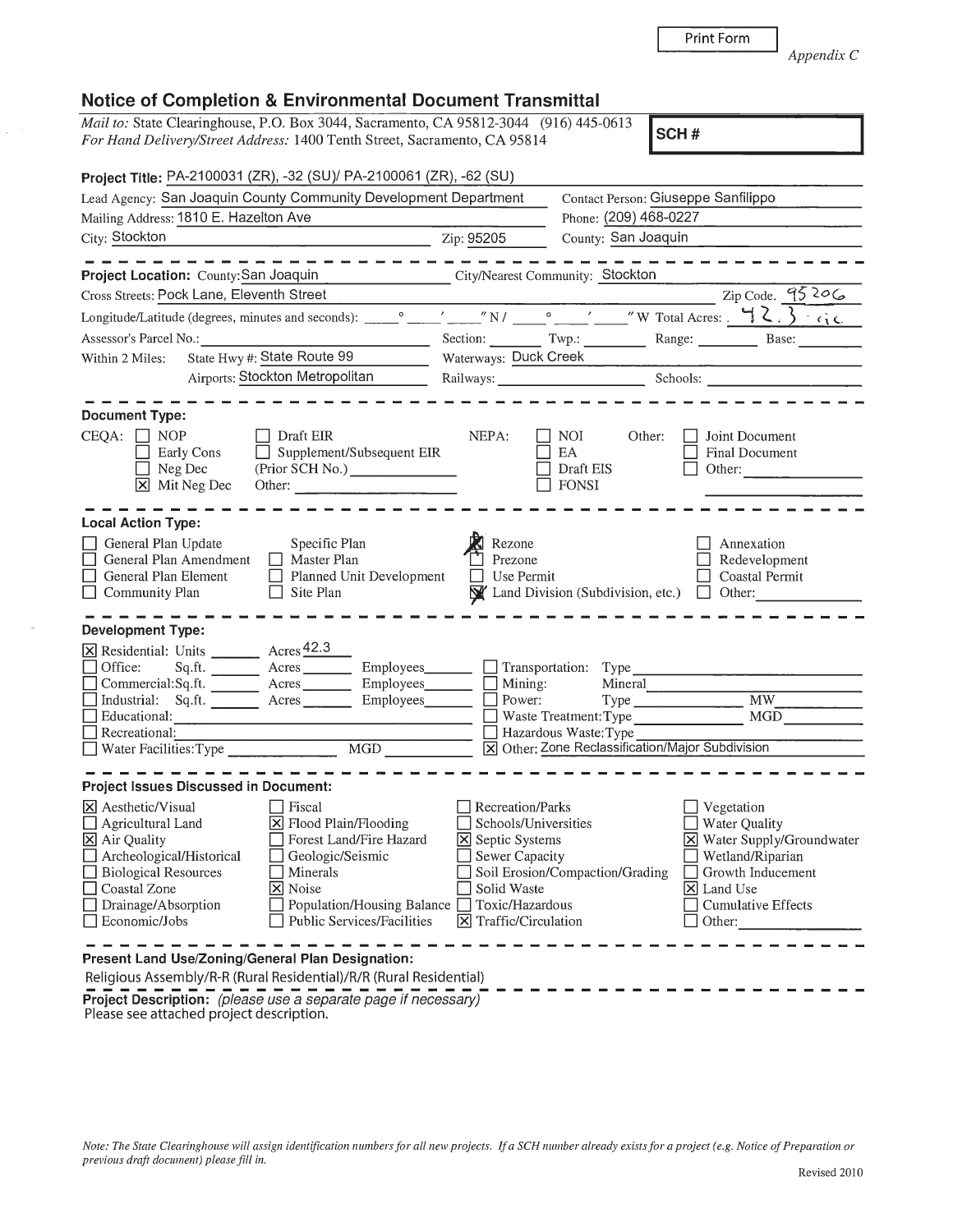Print Form

*Appendix C*

# Notice of Completion & Environmental Document Transmittal

*Mail to:* State Clearinghouse, P.O. Box 3044, Sacramento, CA 95812-3044 (916) 445-0613
*For Hand Delivery/Street Address:* 1400 Tenth Street, Sacramento, CA 95814

**SCH #**

**Project Title:** PA-2100031 (ZR), -32 (SU)/ PA-2100061 (ZR), -62 (SU)

Lead Agency: San Joaquin County Community Development Department
Contact Person: Giuseppe Sanfilippo
Mailing Address: 1810 E. Hazelton Ave
Phone: (209) 468-0227
City: Stockton Zip: 95205
County: San Joaquin

---

**Project Location:** County: San Joaquin City/Nearest Community: Stockton
Cross Streets: Pock Lane, Eleventh Street Zip Code: 95206
Longitude/Latitude (degrees, minutes and seconds): ____° ____′ ____″ N / ____° ____′ ____″ W Total Acres: 42.3 ac.
Assessor's Parcel No.: ____ Section: ____ Twp.: ____ Range: ____ Base: ____
Within 2 Miles: State Hwy #: State Route 99 Waterways: Duck Creek
Airports: Stockton Metropolitan Railways: ____ Schools: ____

---

**Document Type:**

CEQA:
- [ ] NOP
- [ ] Early Cons
- [ ] Neg Dec
- [x] Mit Neg Dec
- [ ] Draft EIR
- [ ] Supplement/Subsequent EIR (Prior SCH No.) ____
- Other: ____

NEPA:
- [ ] NOI
- [ ] EA
- [ ] Draft EIS
- [ ] FONSI

Other:
- [ ] Joint Document
- [ ] Final Document
- [ ] Other: ____

---

**Local Action Type:**

- [ ] General Plan Update
- [ ] General Plan Amendment
- [ ] General Plan Element
- [ ] Community Plan
- [ ] Specific Plan
- [ ] Master Plan
- [ ] Planned Unit Development
- [ ] Site Plan
- [x] Rezone
- [ ] Prezone
- [ ] Use Permit
- [x] Land Division (Subdivision, etc.)
- [ ] Annexation
- [ ] Redevelopment
- [ ] Coastal Permit
- [ ] Other: ____

---

**Development Type:**

- [x] Residential: Units ____ Acres 42.3
- [ ] Office: Sq.ft. ____ Acres ____ Employees ____
- [ ] Commercial: Sq.ft. ____ Acres ____ Employees ____
- [ ] Industrial: Sq.ft. ____ Acres ____ Employees ____
- [ ] Educational: ____
- [ ] Recreational: ____
- [ ] Water Facilities: Type ____ MGD ____
- [ ] Transportation: Type ____
- [ ] Mining: Mineral ____
- [ ] Power: Type ____ MW ____
- [ ] Waste Treatment: Type ____ MGD ____
- [ ] Hazardous Waste: Type ____
- [x] Other: Zone Reclassification/Major Subdivision

---

**Project Issues Discussed in Document:**

- [x] Aesthetic/Visual
- [ ] Agricultural Land
- [x] Air Quality
- [ ] Archeological/Historical
- [ ] Biological Resources
- [ ] Coastal Zone
- [ ] Drainage/Absorption
- [ ] Economic/Jobs
- [ ] Fiscal
- [x] Flood Plain/Flooding
- [ ] Forest Land/Fire Hazard
- [ ] Geologic/Seismic
- [ ] Minerals
- [x] Noise
- [ ] Population/Housing Balance
- [ ] Public Services/Facilities
- [ ] Recreation/Parks
- [ ] Schools/Universities
- [x] Septic Systems
- [ ] Sewer Capacity
- [ ] Soil Erosion/Compaction/Grading
- [ ] Solid Waste
- [ ] Toxic/Hazardous
- [x] Traffic/Circulation
- [ ] Vegetation
- [ ] Water Quality
- [x] Water Supply/Groundwater
- [ ] Wetland/Riparian
- [ ] Growth Inducement
- [x] Land Use
- [ ] Cumulative Effects
- [ ] Other: ____

---

**Present Land Use/Zoning/General Plan Designation:**
Religious Assembly/R-R (Rural Residential)/R/R (Rural Residential)

**Project Description:** *(please use a separate page if necessary)*
Please see attached project description.

*Note: The State Clearinghouse will assign identification numbers for all new projects. If a SCH number already exists for a project (e.g. Notice of Preparation or previous draft document) please fill in.*

Revised 2010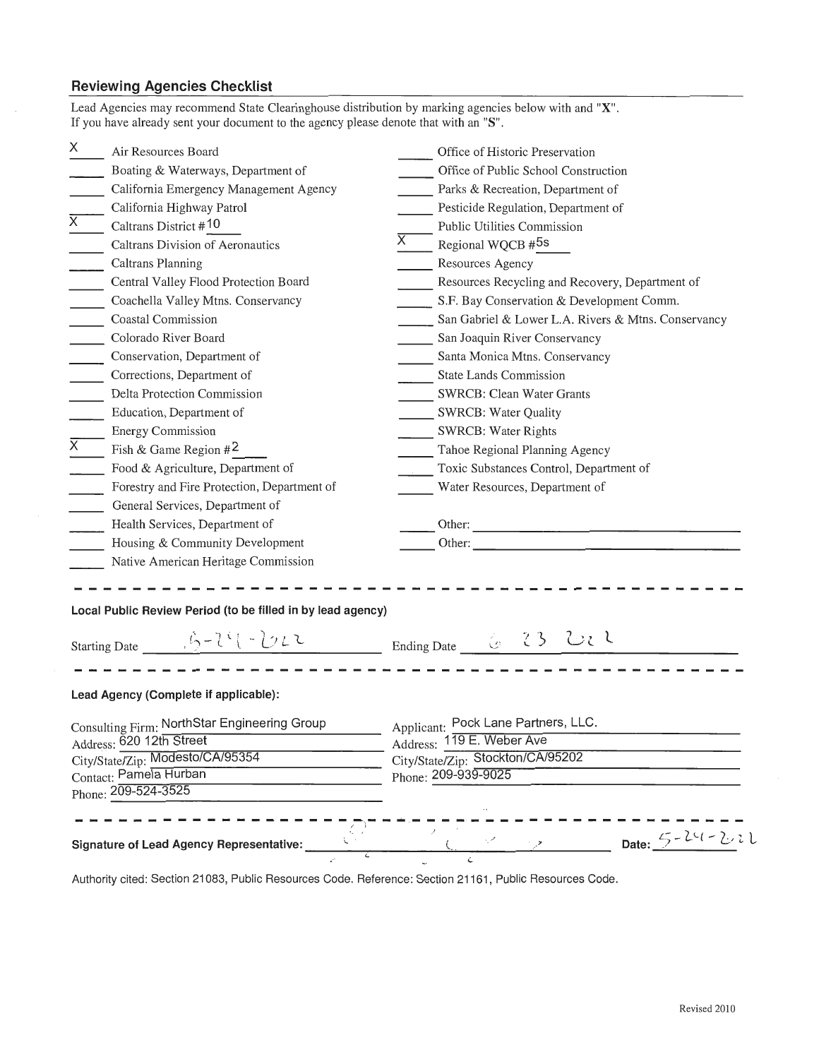## Reviewing Agencies Checklist

Lead Agencies may recommend State Clearinghouse distribution by marking agencies below with and "X".
If you have already sent your document to the agency please denote that with an "S".

- X Air Resources Board
- ___ Boating & Waterways, Department of
- ___ California Emergency Management Agency
- ___ California Highway Patrol
- X Caltrans District #10
- ___ Caltrans Division of Aeronautics
- ___ Caltrans Planning
- ___ Central Valley Flood Protection Board
- ___ Coachella Valley Mtns. Conservancy
- ___ Coastal Commission
- ___ Colorado River Board
- ___ Conservation, Department of
- ___ Corrections, Department of
- ___ Delta Protection Commission
- ___ Education, Department of
- ___ Energy Commission
- X Fish & Game Region #2
- ___ Food & Agriculture, Department of
- ___ Forestry and Fire Protection, Department of
- ___ General Services, Department of
- ___ Health Services, Department of
- ___ Housing & Community Development
- ___ Native American Heritage Commission
- ___ Office of Historic Preservation
- ___ Office of Public School Construction
- ___ Parks & Recreation, Department of
- ___ Pesticide Regulation, Department of
- ___ Public Utilities Commission
- X Regional WQCB #5s
- ___ Resources Agency
- ___ Resources Recycling and Recovery, Department of
- ___ S.F. Bay Conservation & Development Comm.
- ___ San Gabriel & Lower L.A. Rivers & Mtns. Conservancy
- ___ San Joaquin River Conservancy
- ___ Santa Monica Mtns. Conservancy
- ___ State Lands Commission
- ___ SWRCB: Clean Water Grants
- ___ SWRCB: Water Quality
- ___ SWRCB: Water Rights
- ___ Tahoe Regional Planning Agency
- ___ Toxic Substances Control, Department of
- ___ Water Resources, Department of
- ___ Other: ___
- ___ Other: ___

---

**Local Public Review Period (to be filled in by lead agency)**

Starting Date 5-24-2022 Ending Date 6 23 2022

---

**Lead Agency (Complete if applicable):**

Consulting Firm: NorthStar Engineering Group
Address: 620 12th Street
City/State/Zip: Modesto/CA/95354
Contact: Pamela Hurban
Phone: 209-524-3525

Applicant: Pock Lane Partners, LLC.
Address: 119 E. Weber Ave
City/State/Zip: Stockton/CA/95202
Phone: 209-939-9025

---

**Signature of Lead Agency Representative:** ___ **Date:** 5-24-2022

Authority cited: Section 21083, Public Resources Code. Reference: Section 21161, Public Resources Code.

Revised 2010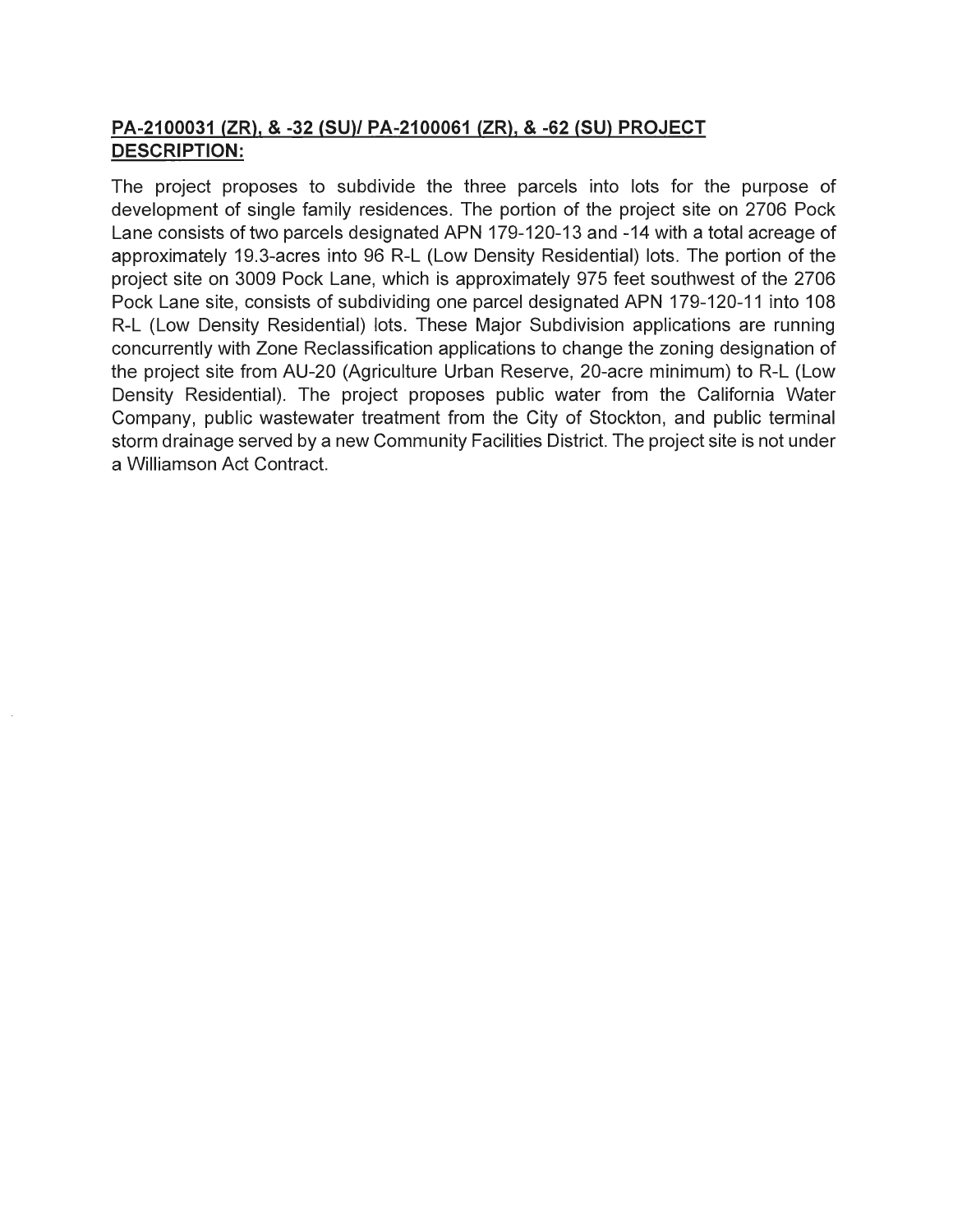**PA-2100031 (ZR), & -32 (SU)/ PA-2100061 (ZR), & -62 (SU) PROJECT DESCRIPTION:**

The project proposes to subdivide the three parcels into lots for the purpose of development of single family residences. The portion of the project site on 2706 Pock Lane consists of two parcels designated APN 179-120-13 and -14 with a total acreage of approximately 19.3-acres into 96 R-L (Low Density Residential) lots. The portion of the project site on 3009 Pock Lane, which is approximately 975 feet southwest of the 2706 Pock Lane site, consists of subdividing one parcel designated APN 179-120-11 into 108 R-L (Low Density Residential) lots. These Major Subdivision applications are running concurrently with Zone Reclassification applications to change the zoning designation of the project site from AU-20 (Agriculture Urban Reserve, 20-acre minimum) to R-L (Low Density Residential). The project proposes public water from the California Water Company, public wastewater treatment from the City of Stockton, and public terminal storm drainage served by a new Community Facilities District. The project site is not under a Williamson Act Contract.